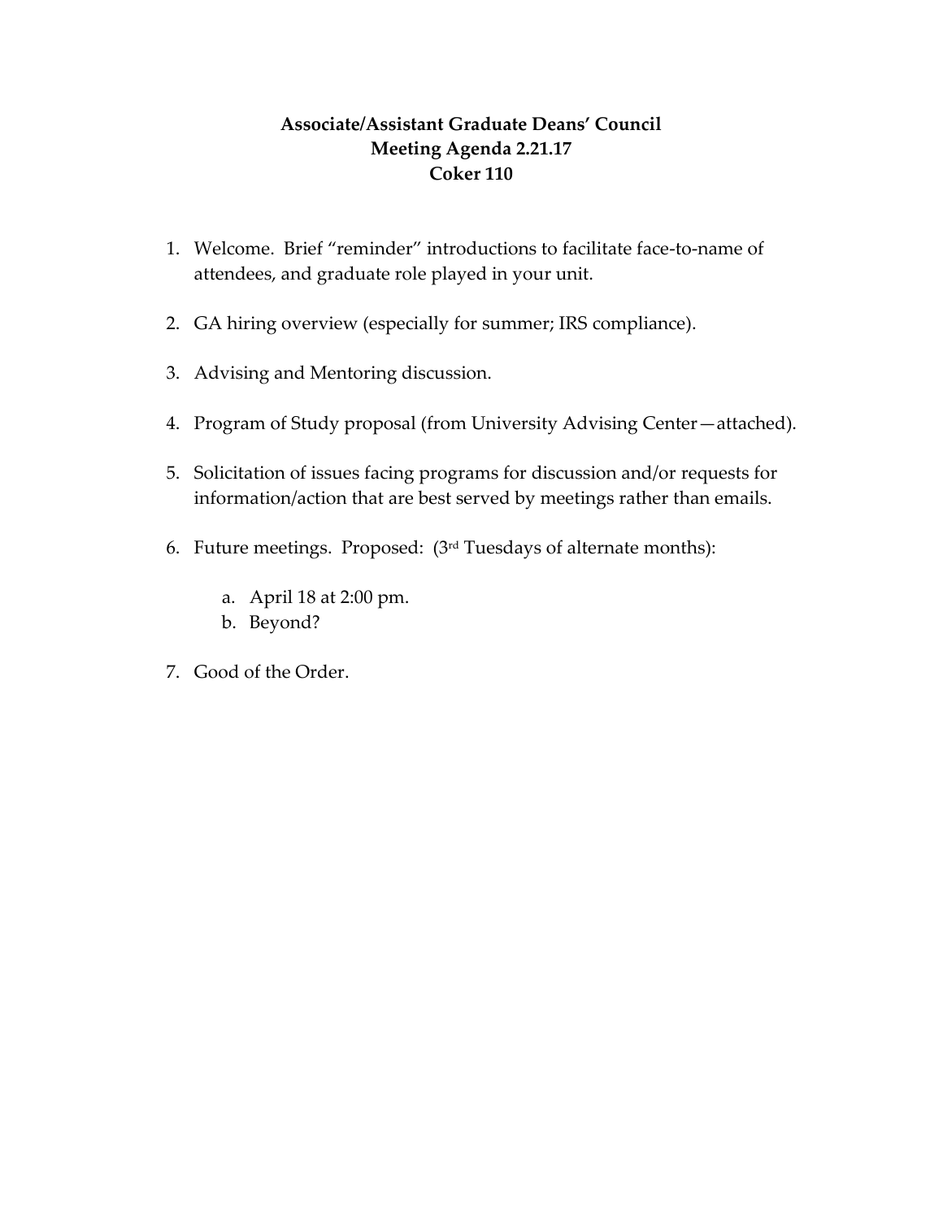# Associate/Assistant Graduate Deans' Council
## Meeting Agenda 2.21.17
## Coker 110

1. Welcome. Brief "reminder" introductions to facilitate face-to-name of attendees, and graduate role played in your unit.

2. GA hiring overview (especially for summer; IRS compliance).

3. Advising and Mentoring discussion.

4. Program of Study proposal (from University Advising Center—attached).

5. Solicitation of issues facing programs for discussion and/or requests for information/action that are best served by meetings rather than emails.

6. Future meetings. Proposed: (3rd Tuesdays of alternate months):

   a. April 18 at 2:00 pm.
   b. Beyond?

7. Good of the Order.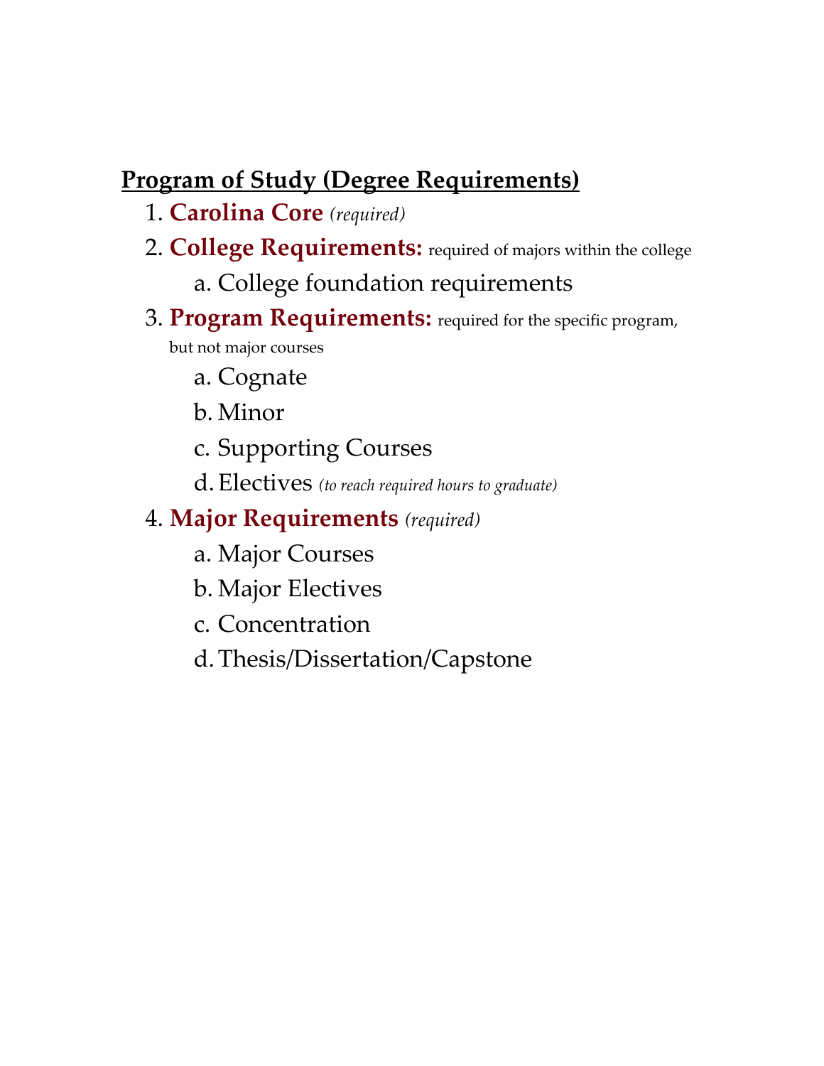## Program of Study (Degree Requirements)

1. **Carolina Core** *(required)*
2. **College Requirements:** required of majors within the college
   a. College foundation requirements
3. **Program Requirements:** required for the specific program, but not major courses
   a. Cognate
   b. Minor
   c. Supporting Courses
   d. Electives *(to reach required hours to graduate)*
4. **Major Requirements** *(required)*
   a. Major Courses
   b. Major Electives
   c. Concentration
   d. Thesis/Dissertation/Capstone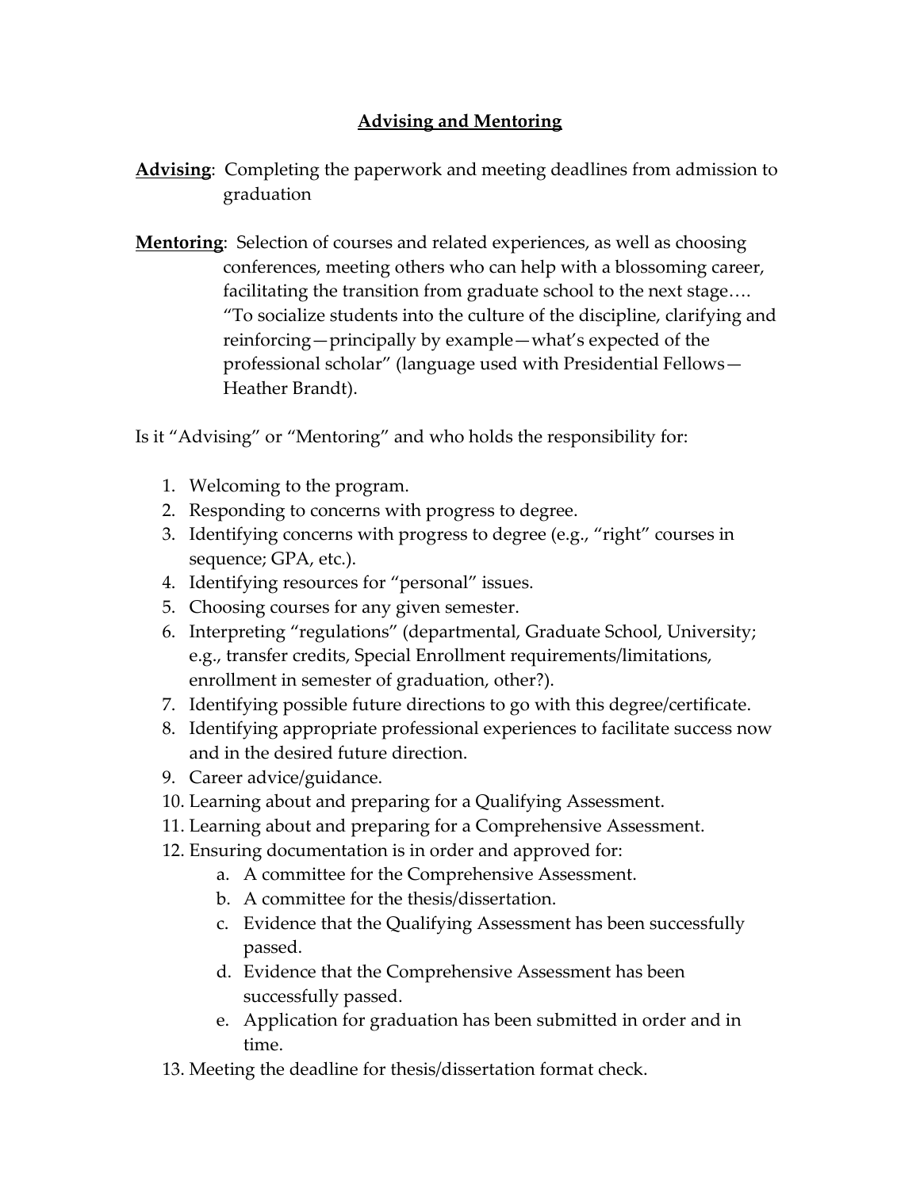## Advising and Mentoring

**Advising**: Completing the paperwork and meeting deadlines from admission to graduation

**Mentoring**: Selection of courses and related experiences, as well as choosing conferences, meeting others who can help with a blossoming career, facilitating the transition from graduate school to the next stage…. "To socialize students into the culture of the discipline, clarifying and reinforcing—principally by example—what's expected of the professional scholar" (language used with Presidential Fellows—Heather Brandt).

Is it "Advising" or "Mentoring" and who holds the responsibility for:

1. Welcoming to the program.
2. Responding to concerns with progress to degree.
3. Identifying concerns with progress to degree (e.g., "right" courses in sequence; GPA, etc.).
4. Identifying resources for "personal" issues.
5. Choosing courses for any given semester.
6. Interpreting "regulations" (departmental, Graduate School, University; e.g., transfer credits, Special Enrollment requirements/limitations, enrollment in semester of graduation, other?).
7. Identifying possible future directions to go with this degree/certificate.
8. Identifying appropriate professional experiences to facilitate success now and in the desired future direction.
9. Career advice/guidance.
10. Learning about and preparing for a Qualifying Assessment.
11. Learning about and preparing for a Comprehensive Assessment.
12. Ensuring documentation is in order and approved for:
    a. A committee for the Comprehensive Assessment.
    b. A committee for the thesis/dissertation.
    c. Evidence that the Qualifying Assessment has been successfully passed.
    d. Evidence that the Comprehensive Assessment has been successfully passed.
    e. Application for graduation has been submitted in order and in time.
13. Meeting the deadline for thesis/dissertation format check.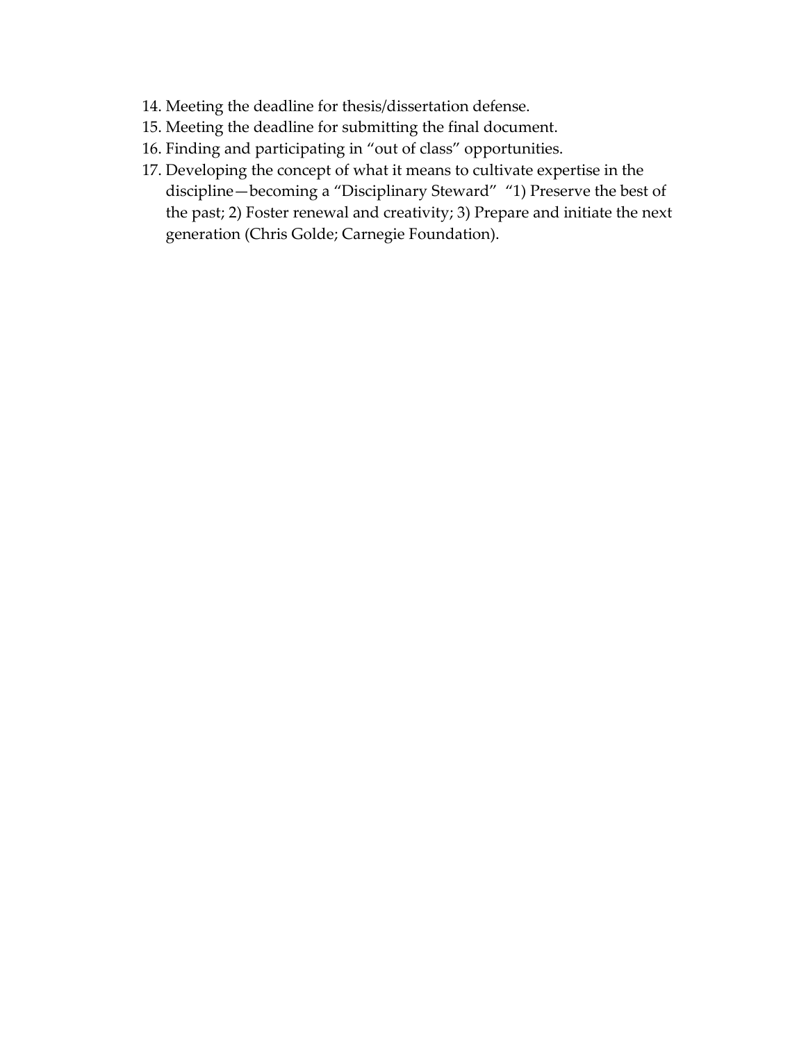14. Meeting the deadline for thesis/dissertation defense.
15. Meeting the deadline for submitting the final document.
16. Finding and participating in "out of class" opportunities.
17. Developing the concept of what it means to cultivate expertise in the discipline—becoming a "Disciplinary Steward" "1) Preserve the best of the past; 2) Foster renewal and creativity; 3) Prepare and initiate the next generation (Chris Golde; Carnegie Foundation).